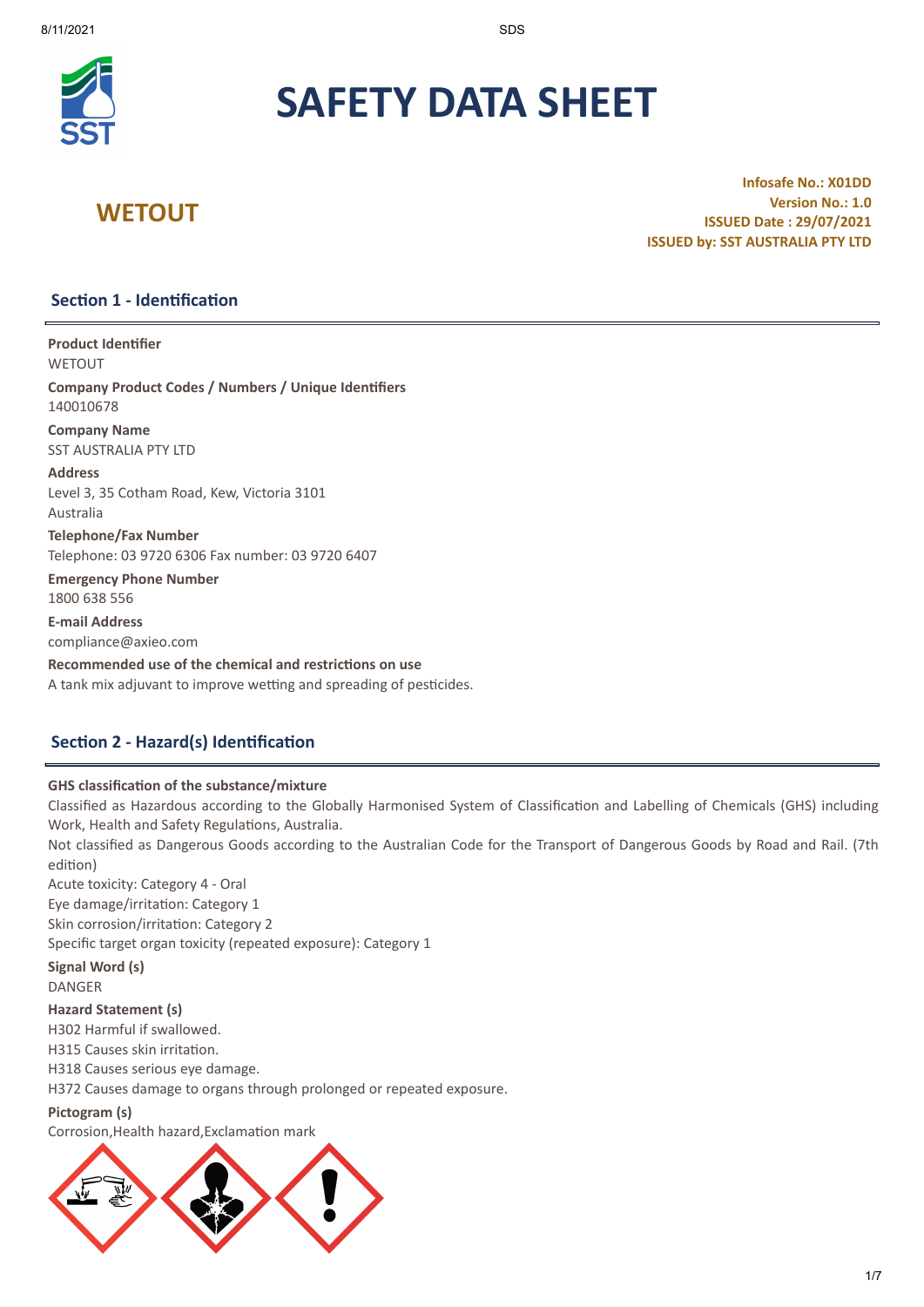# SAFETY DATA SHEET

## WETOUT

**Infosafe No.: X01DD**
**Version No.: 1.0**
**ISSUED Date : 29/07/2021**
**ISSUED by: SST AUSTRALIA PTY LTD**

## Section 1 - Identification

**Product Identifier**
WETOUT

**Company Product Codes / Numbers / Unique Identifiers**
140010678

**Company Name**
SST AUSTRALIA PTY LTD

**Address**
Level 3, 35 Cotham Road, Kew, Victoria 3101
Australia

**Telephone/Fax Number**
Telephone: 03 9720 6306 Fax number: 03 9720 6407

**Emergency Phone Number**
1800 638 556

**E-mail Address**
compliance@axieo.com

**Recommended use of the chemical and restrictions on use**
A tank mix adjuvant to improve wetting and spreading of pesticides.

## Section 2 - Hazard(s) Identification

**GHS classification of the substance/mixture**
Classified as Hazardous according to the Globally Harmonised System of Classification and Labelling of Chemicals (GHS) including Work, Health and Safety Regulations, Australia.
Not classified as Dangerous Goods according to the Australian Code for the Transport of Dangerous Goods by Road and Rail. (7th edition)
Acute toxicity: Category 4 - Oral
Eye damage/irritation: Category 1
Skin corrosion/irritation: Category 2
Specific target organ toxicity (repeated exposure): Category 1

**Signal Word (s)**
DANGER

**Hazard Statement (s)**
H302 Harmful if swallowed.
H315 Causes skin irritation.
H318 Causes serious eye damage.
H372 Causes damage to organs through prolonged or repeated exposure.

**Pictogram (s)**
Corrosion,Health hazard,Exclamation mark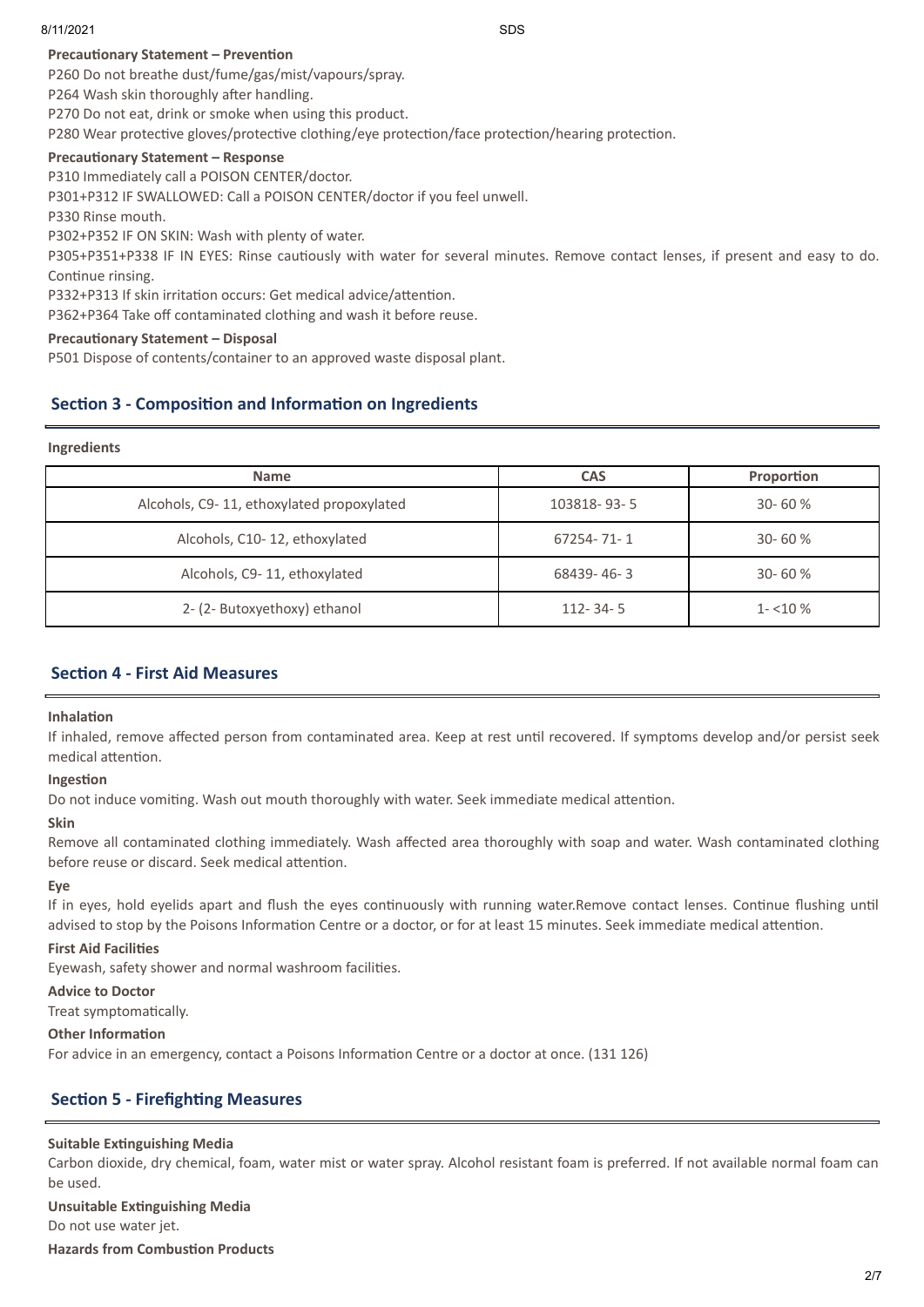**Precautionary Statement – Prevention**

P260 Do not breathe dust/fume/gas/mist/vapours/spray.
P264 Wash skin thoroughly after handling.
P270 Do not eat, drink or smoke when using this product.
P280 Wear protective gloves/protective clothing/eye protection/face protection/hearing protection.

**Precautionary Statement – Response**

P310 Immediately call a POISON CENTER/doctor.
P301+P312 IF SWALLOWED: Call a POISON CENTER/doctor if you feel unwell.
P330 Rinse mouth.
P302+P352 IF ON SKIN: Wash with plenty of water.
P305+P351+P338 IF IN EYES: Rinse cautiously with water for several minutes. Remove contact lenses, if present and easy to do. Continue rinsing.
P332+P313 If skin irritation occurs: Get medical advice/attention.
P362+P364 Take off contaminated clothing and wash it before reuse.

**Precautionary Statement – Disposal**

P501 Dispose of contents/container to an approved waste disposal plant.

## Section 3 - Composition and Information on Ingredients

**Ingredients**

| Name | CAS | Proportion |
|---|---|---|
| Alcohols, C9- 11, ethoxylated propoxylated | 103818- 93- 5 | 30- 60 % |
| Alcohols, C10- 12, ethoxylated | 67254- 71- 1 | 30- 60 % |
| Alcohols, C9- 11, ethoxylated | 68439- 46- 3 | 30- 60 % |
| 2- (2- Butoxyethoxy) ethanol | 112- 34- 5 | 1- <10 % |

## Section 4 - First Aid Measures

**Inhalation**

If inhaled, remove affected person from contaminated area. Keep at rest until recovered. If symptoms develop and/or persist seek medical attention.

**Ingestion**

Do not induce vomiting. Wash out mouth thoroughly with water. Seek immediate medical attention.

**Skin**

Remove all contaminated clothing immediately. Wash affected area thoroughly with soap and water. Wash contaminated clothing before reuse or discard. Seek medical attention.

**Eye**

If in eyes, hold eyelids apart and flush the eyes continuously with running water.Remove contact lenses. Continue flushing until advised to stop by the Poisons Information Centre or a doctor, or for at least 15 minutes. Seek immediate medical attention.

**First Aid Facilities**

Eyewash, safety shower and normal washroom facilities.

**Advice to Doctor**

Treat symptomatically.

**Other Information**

For advice in an emergency, contact a Poisons Information Centre or a doctor at once. (131 126)

## Section 5 - Firefighting Measures

**Suitable Extinguishing Media**

Carbon dioxide, dry chemical, foam, water mist or water spray. Alcohol resistant foam is preferred. If not available normal foam can be used.

**Unsuitable Extinguishing Media**

Do not use water jet.

**Hazards from Combustion Products**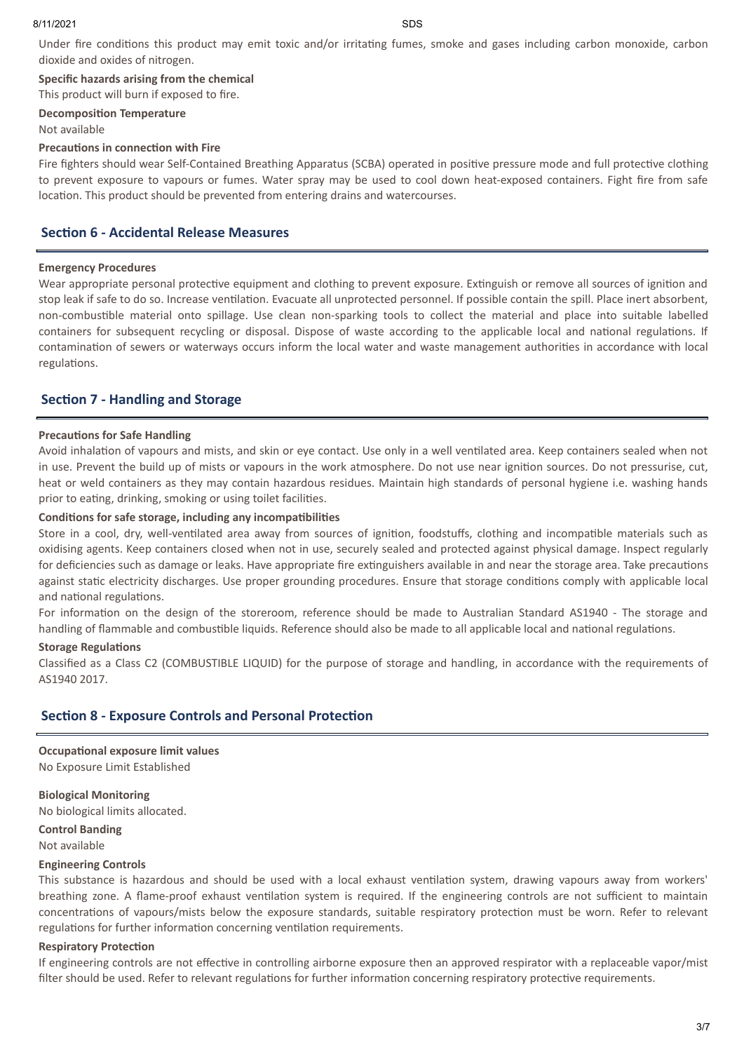Under fire conditions this product may emit toxic and/or irritating fumes, smoke and gases including carbon monoxide, carbon dioxide and oxides of nitrogen.

**Specific hazards arising from the chemical**

This product will burn if exposed to fire.

**Decomposition Temperature**

Not available

**Precautions in connection with Fire**

Fire fighters should wear Self-Contained Breathing Apparatus (SCBA) operated in positive pressure mode and full protective clothing to prevent exposure to vapours or fumes. Water spray may be used to cool down heat-exposed containers. Fight fire from safe location. This product should be prevented from entering drains and watercourses.

## Section 6 - Accidental Release Measures

**Emergency Procedures**

Wear appropriate personal protective equipment and clothing to prevent exposure. Extinguish or remove all sources of ignition and stop leak if safe to do so. Increase ventilation. Evacuate all unprotected personnel. If possible contain the spill. Place inert absorbent, non-combustible material onto spillage. Use clean non-sparking tools to collect the material and place into suitable labelled containers for subsequent recycling or disposal. Dispose of waste according to the applicable local and national regulations. If contamination of sewers or waterways occurs inform the local water and waste management authorities in accordance with local regulations.

## Section 7 - Handling and Storage

**Precautions for Safe Handling**

Avoid inhalation of vapours and mists, and skin or eye contact. Use only in a well ventilated area. Keep containers sealed when not in use. Prevent the build up of mists or vapours in the work atmosphere. Do not use near ignition sources. Do not pressurise, cut, heat or weld containers as they may contain hazardous residues. Maintain high standards of personal hygiene i.e. washing hands prior to eating, drinking, smoking or using toilet facilities.

**Conditions for safe storage, including any incompatibilities**

Store in a cool, dry, well-ventilated area away from sources of ignition, foodstuffs, clothing and incompatible materials such as oxidising agents. Keep containers closed when not in use, securely sealed and protected against physical damage. Inspect regularly for deficiencies such as damage or leaks. Have appropriate fire extinguishers available in and near the storage area. Take precautions against static electricity discharges. Use proper grounding procedures. Ensure that storage conditions comply with applicable local and national regulations.

For information on the design of the storeroom, reference should be made to Australian Standard AS1940 - The storage and handling of flammable and combustible liquids. Reference should also be made to all applicable local and national regulations.

**Storage Regulations**

Classified as a Class C2 (COMBUSTIBLE LIQUID) for the purpose of storage and handling, in accordance with the requirements of AS1940 2017.

## Section 8 - Exposure Controls and Personal Protection

**Occupational exposure limit values**

No Exposure Limit Established

**Biological Monitoring**

No biological limits allocated.

**Control Banding**

Not available

**Engineering Controls**

This substance is hazardous and should be used with a local exhaust ventilation system, drawing vapours away from workers' breathing zone. A flame-proof exhaust ventilation system is required. If the engineering controls are not sufficient to maintain concentrations of vapours/mists below the exposure standards, suitable respiratory protection must be worn. Refer to relevant regulations for further information concerning ventilation requirements.

**Respiratory Protection**

If engineering controls are not effective in controlling airborne exposure then an approved respirator with a replaceable vapor/mist filter should be used. Refer to relevant regulations for further information concerning respiratory protective requirements.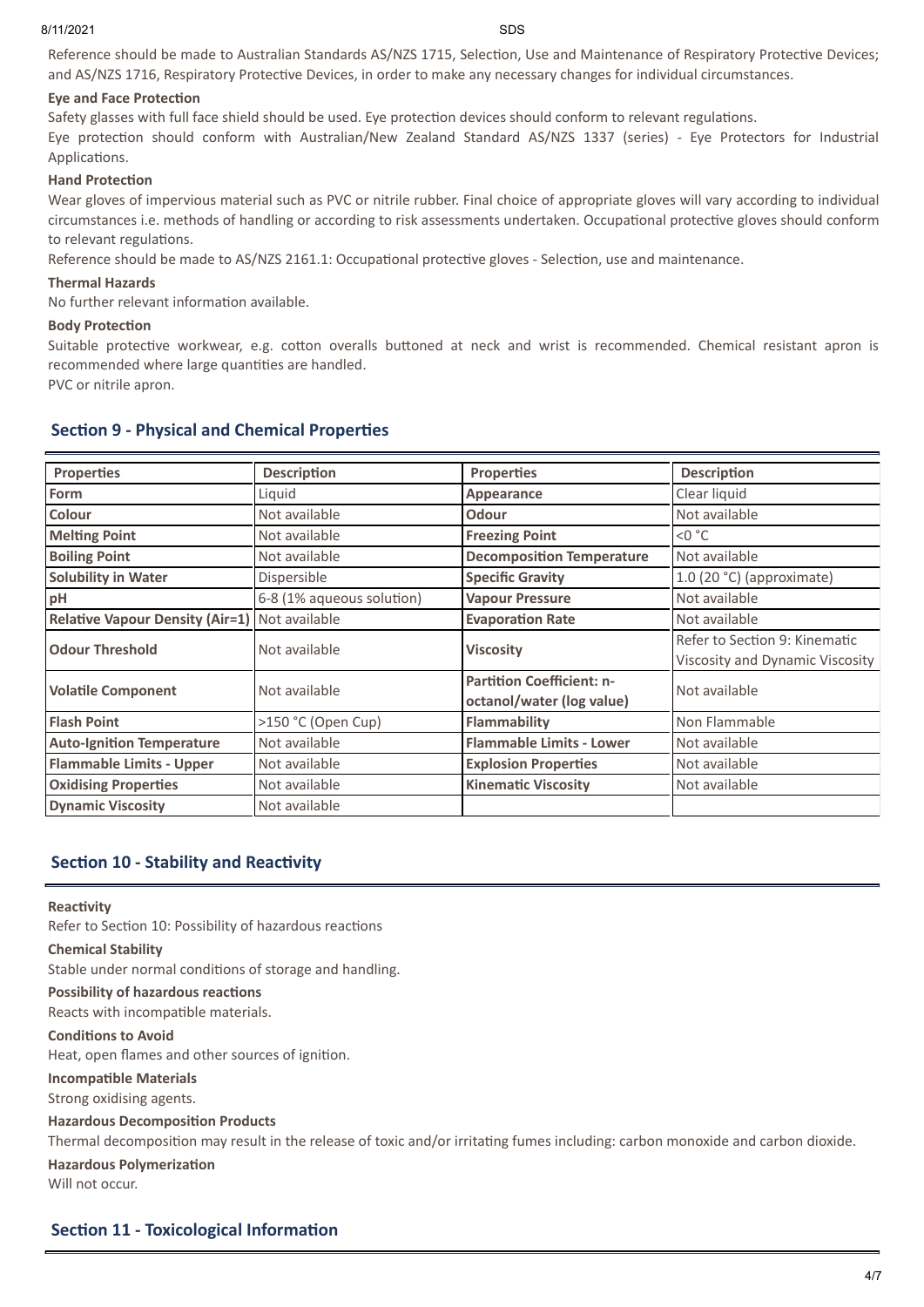Reference should be made to Australian Standards AS/NZS 1715, Selection, Use and Maintenance of Respiratory Protective Devices; and AS/NZS 1716, Respiratory Protective Devices, in order to make any necessary changes for individual circumstances.

**Eye and Face Protection**

Safety glasses with full face shield should be used. Eye protection devices should conform to relevant regulations.

Eye protection should conform with Australian/New Zealand Standard AS/NZS 1337 (series) - Eye Protectors for Industrial Applications.

**Hand Protection**

Wear gloves of impervious material such as PVC or nitrile rubber. Final choice of appropriate gloves will vary according to individual circumstances i.e. methods of handling or according to risk assessments undertaken. Occupational protective gloves should conform to relevant regulations.

Reference should be made to AS/NZS 2161.1: Occupational protective gloves - Selection, use and maintenance.

**Thermal Hazards**

No further relevant information available.

**Body Protection**

Suitable protective workwear, e.g. cotton overalls buttoned at neck and wrist is recommended. Chemical resistant apron is recommended where large quantities are handled.

PVC or nitrile apron.

## Section 9 - Physical and Chemical Properties

| Properties | Description | Properties | Description |
|---|---|---|---|
| **Form** | Liquid | **Appearance** | Clear liquid |
| **Colour** | Not available | **Odour** | Not available |
| **Melting Point** | Not available | **Freezing Point** | <0 °C |
| **Boiling Point** | Not available | **Decomposition Temperature** | Not available |
| **Solubility in Water** | Dispersible | **Specific Gravity** | 1.0 (20 °C) (approximate) |
| **pH** | 6-8 (1% aqueous solution) | **Vapour Pressure** | Not available |
| **Relative Vapour Density (Air=1)** | Not available | **Evaporation Rate** | Not available |
| **Odour Threshold** | Not available | **Viscosity** | Refer to Section 9: Kinematic Viscosity and Dynamic Viscosity |
| **Volatile Component** | Not available | **Partition Coefficient: n-octanol/water (log value)** | Not available |
| **Flash Point** | >150 °C (Open Cup) | **Flammability** | Non Flammable |
| **Auto-Ignition Temperature** | Not available | **Flammable Limits - Lower** | Not available |
| **Flammable Limits - Upper** | Not available | **Explosion Properties** | Not available |
| **Oxidising Properties** | Not available | **Kinematic Viscosity** | Not available |
| **Dynamic Viscosity** | Not available | | |

## Section 10 - Stability and Reactivity

**Reactivity**

Refer to Section 10: Possibility of hazardous reactions

**Chemical Stability**

Stable under normal conditions of storage and handling.

**Possibility of hazardous reactions**

Reacts with incompatible materials.

**Conditions to Avoid**

Heat, open flames and other sources of ignition.

**Incompatible Materials**

Strong oxidising agents.

**Hazardous Decomposition Products**

Thermal decomposition may result in the release of toxic and/or irritating fumes including: carbon monoxide and carbon dioxide.

**Hazardous Polymerization**

Will not occur.

## Section 11 - Toxicological Information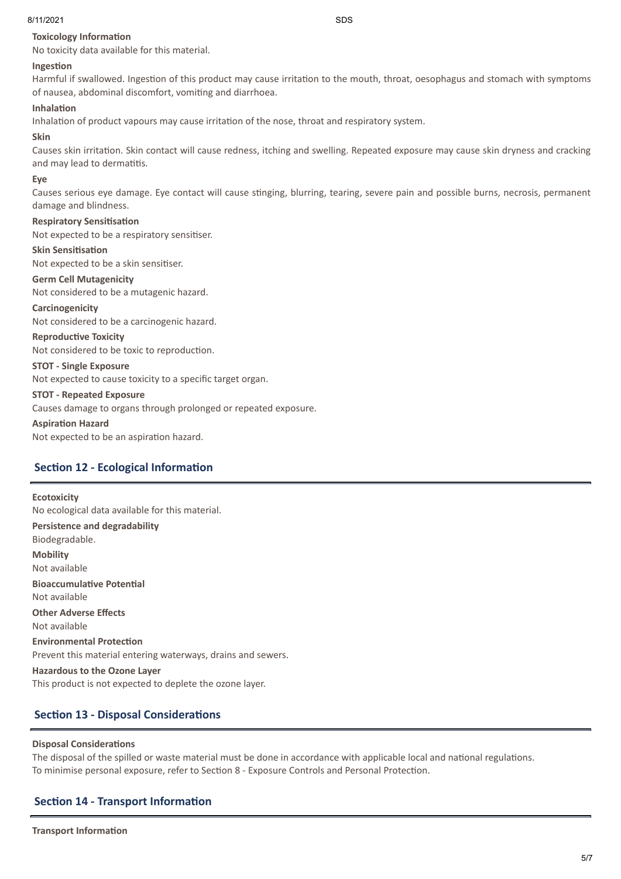**Toxicology Information**

No toxicity data available for this material.

**Ingestion**

Harmful if swallowed. Ingestion of this product may cause irritation to the mouth, throat, oesophagus and stomach with symptoms of nausea, abdominal discomfort, vomiting and diarrhoea.

**Inhalation**

Inhalation of product vapours may cause irritation of the nose, throat and respiratory system.

**Skin**

Causes skin irritation. Skin contact will cause redness, itching and swelling. Repeated exposure may cause skin dryness and cracking and may lead to dermatitis.

**Eye**

Causes serious eye damage. Eye contact will cause stinging, blurring, tearing, severe pain and possible burns, necrosis, permanent damage and blindness.

**Respiratory Sensitisation**

Not expected to be a respiratory sensitiser.

**Skin Sensitisation**

Not expected to be a skin sensitiser.

**Germ Cell Mutagenicity**

Not considered to be a mutagenic hazard.

**Carcinogenicity**

Not considered to be a carcinogenic hazard.

**Reproductive Toxicity**

Not considered to be toxic to reproduction.

**STOT - Single Exposure**

Not expected to cause toxicity to a specific target organ.

**STOT - Repeated Exposure**

Causes damage to organs through prolonged or repeated exposure.

**Aspiration Hazard**

Not expected to be an aspiration hazard.

## Section 12 - Ecological Information

**Ecotoxicity**

No ecological data available for this material.

**Persistence and degradability**

Biodegradable.

**Mobility**

Not available

**Bioaccumulative Potential**

Not available

**Other Adverse Effects**

Not available

**Environmental Protection**

Prevent this material entering waterways, drains and sewers.

**Hazardous to the Ozone Layer**

This product is not expected to deplete the ozone layer.

## Section 13 - Disposal Considerations

**Disposal Considerations**

The disposal of the spilled or waste material must be done in accordance with applicable local and national regulations.
To minimise personal exposure, refer to Section 8 - Exposure Controls and Personal Protection.

## Section 14 - Transport Information

**Transport Information**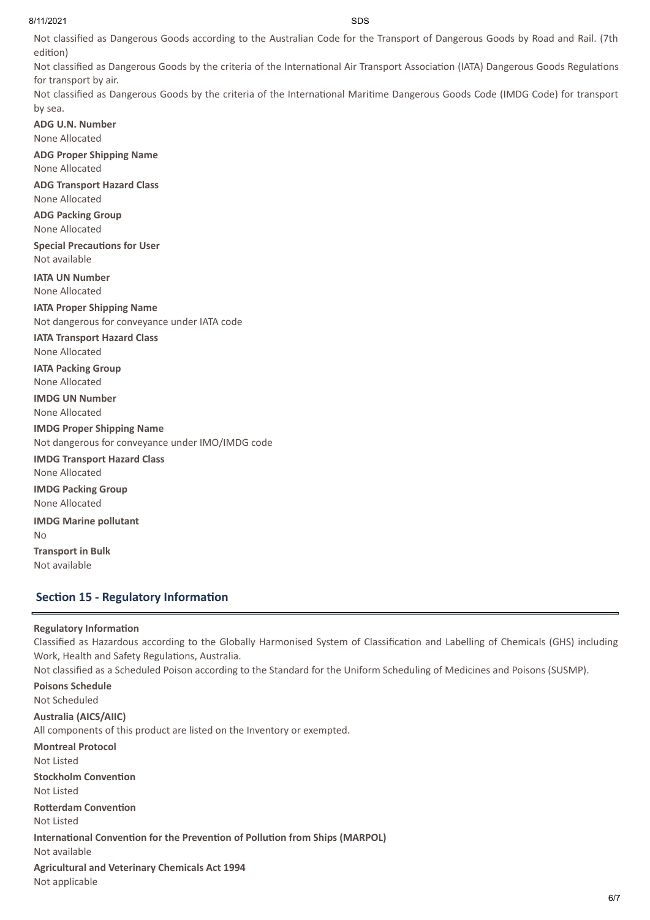Not classified as Dangerous Goods according to the Australian Code for the Transport of Dangerous Goods by Road and Rail. (7th edition)

Not classified as Dangerous Goods by the criteria of the International Air Transport Association (IATA) Dangerous Goods Regulations for transport by air.

Not classified as Dangerous Goods by the criteria of the International Maritime Dangerous Goods Code (IMDG Code) for transport by sea.

**ADG U.N. Number**

None Allocated

**ADG Proper Shipping Name**

None Allocated

**ADG Transport Hazard Class**

None Allocated

**ADG Packing Group**

None Allocated

**Special Precautions for User**

Not available

**IATA UN Number**

None Allocated

**IATA Proper Shipping Name**

Not dangerous for conveyance under IATA code

**IATA Transport Hazard Class**

None Allocated

**IATA Packing Group**

None Allocated

**IMDG UN Number**

None Allocated

**IMDG Proper Shipping Name**

Not dangerous for conveyance under IMO/IMDG code

**IMDG Transport Hazard Class**

None Allocated

**IMDG Packing Group**

None Allocated

**IMDG Marine pollutant**

No

**Transport in Bulk**

Not available

## Section 15 - Regulatory Information

**Regulatory Information**

Classified as Hazardous according to the Globally Harmonised System of Classification and Labelling of Chemicals (GHS) including Work, Health and Safety Regulations, Australia.

Not classified as a Scheduled Poison according to the Standard for the Uniform Scheduling of Medicines and Poisons (SUSMP).

**Poisons Schedule**

Not Scheduled

**Australia (AICS/AIIC)**

All components of this product are listed on the Inventory or exempted.

**Montreal Protocol**

Not Listed

**Stockholm Convention**

Not Listed

**Rotterdam Convention**

Not Listed

**International Convention for the Prevention of Pollution from Ships (MARPOL)**

Not available

**Agricultural and Veterinary Chemicals Act 1994**

Not applicable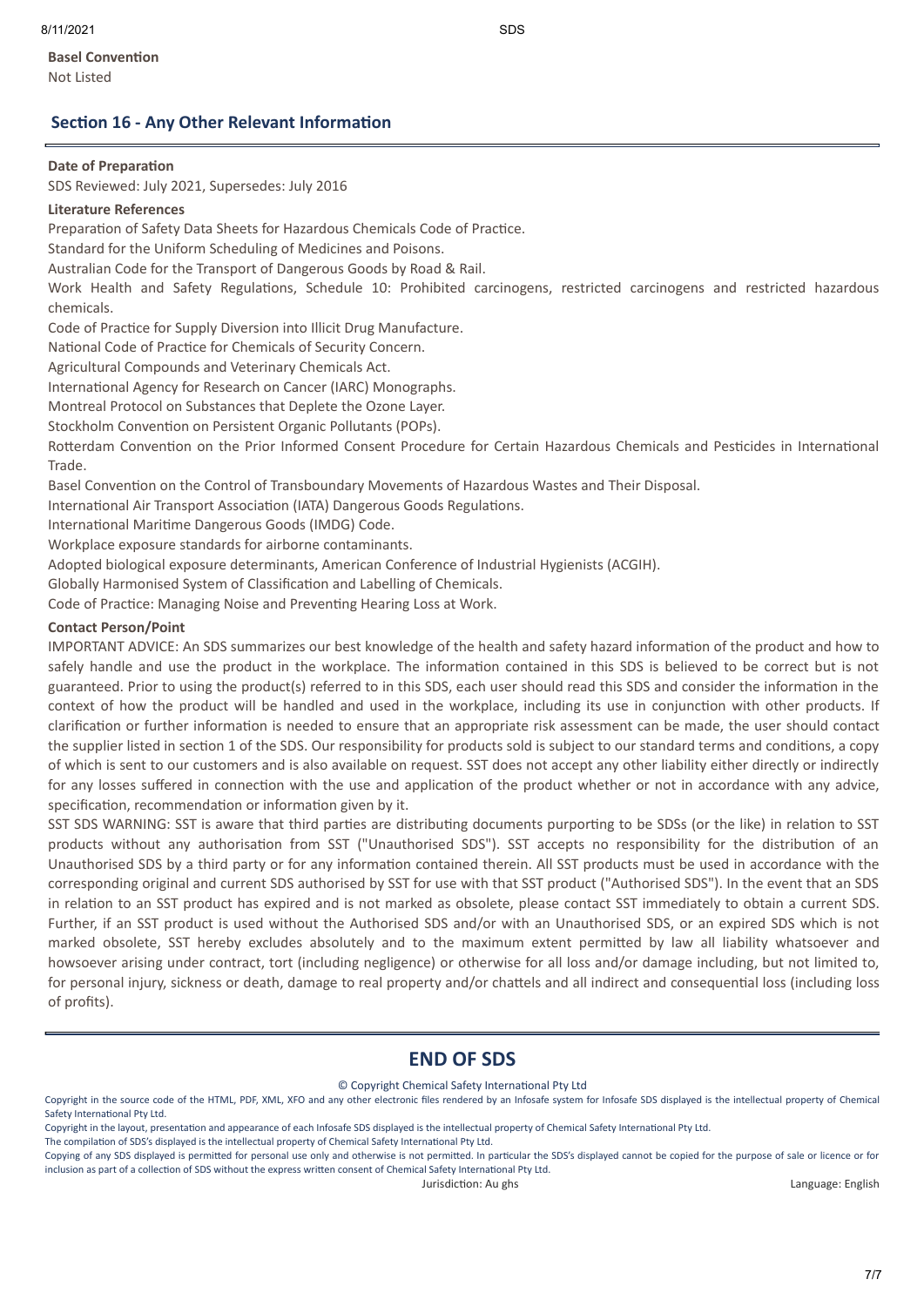**Basel Convention**

Not Listed

## Section 16 - Any Other Relevant Information

**Date of Preparation**

SDS Reviewed: July 2021, Supersedes: July 2016

**Literature References**

Preparation of Safety Data Sheets for Hazardous Chemicals Code of Practice.
Standard for the Uniform Scheduling of Medicines and Poisons.
Australian Code for the Transport of Dangerous Goods by Road & Rail.
Work Health and Safety Regulations, Schedule 10: Prohibited carcinogens, restricted carcinogens and restricted hazardous chemicals.
Code of Practice for Supply Diversion into Illicit Drug Manufacture.
National Code of Practice for Chemicals of Security Concern.
Agricultural Compounds and Veterinary Chemicals Act.
International Agency for Research on Cancer (IARC) Monographs.
Montreal Protocol on Substances that Deplete the Ozone Layer.
Stockholm Convention on Persistent Organic Pollutants (POPs).
Rotterdam Convention on the Prior Informed Consent Procedure for Certain Hazardous Chemicals and Pesticides in International Trade.
Basel Convention on the Control of Transboundary Movements of Hazardous Wastes and Their Disposal.
International Air Transport Association (IATA) Dangerous Goods Regulations.
International Maritime Dangerous Goods (IMDG) Code.
Workplace exposure standards for airborne contaminants.
Adopted biological exposure determinants, American Conference of Industrial Hygienists (ACGIH).
Globally Harmonised System of Classification and Labelling of Chemicals.
Code of Practice: Managing Noise and Preventing Hearing Loss at Work.

**Contact Person/Point**

IMPORTANT ADVICE: An SDS summarizes our best knowledge of the health and safety hazard information of the product and how to safely handle and use the product in the workplace. The information contained in this SDS is believed to be correct but is not guaranteed. Prior to using the product(s) referred to in this SDS, each user should read this SDS and consider the information in the context of how the product will be handled and used in the workplace, including its use in conjunction with other products. If clarification or further information is needed to ensure that an appropriate risk assessment can be made, the user should contact the supplier listed in section 1 of the SDS. Our responsibility for products sold is subject to our standard terms and conditions, a copy of which is sent to our customers and is also available on request. SST does not accept any other liability either directly or indirectly for any losses suffered in connection with the use and application of the product whether or not in accordance with any advice, specification, recommendation or information given by it.

SST SDS WARNING: SST is aware that third parties are distributing documents purporting to be SDSs (or the like) in relation to SST products without any authorisation from SST ("Unauthorised SDS"). SST accepts no responsibility for the distribution of an Unauthorised SDS by a third party or for any information contained therein. All SST products must be used in accordance with the corresponding original and current SDS authorised by SST for use with that SST product ("Authorised SDS"). In the event that an SDS in relation to an SST product has expired and is not marked as obsolete, please contact SST immediately to obtain a current SDS. Further, if an SST product is used without the Authorised SDS and/or with an Unauthorised SDS, or an expired SDS which is not marked obsolete, SST hereby excludes absolutely and to the maximum extent permitted by law all liability whatsoever and howsoever arising under contract, tort (including negligence) or otherwise for all loss and/or damage including, but not limited to, for personal injury, sickness or death, damage to real property and/or chattels and all indirect and consequential loss (including loss of profits).

## END OF SDS

© Copyright Chemical Safety International Pty Ltd

Copyright in the source code of the HTML, PDF, XML, XFO and any other electronic files rendered by an Infosafe system for Infosafe SDS displayed is the intellectual property of Chemical Safety International Pty Ltd.

Copyright in the layout, presentation and appearance of each Infosafe SDS displayed is the intellectual property of Chemical Safety International Pty Ltd.

The compilation of SDS's displayed is the intellectual property of Chemical Safety International Pty Ltd.

Copying of any SDS displayed is permitted for personal use only and otherwise is not permitted. In particular the SDS's displayed cannot be copied for the purpose of sale or licence or for inclusion as part of a collection of SDS without the express written consent of Chemical Safety International Pty Ltd.

Jurisdiction: Au ghs

Language: English